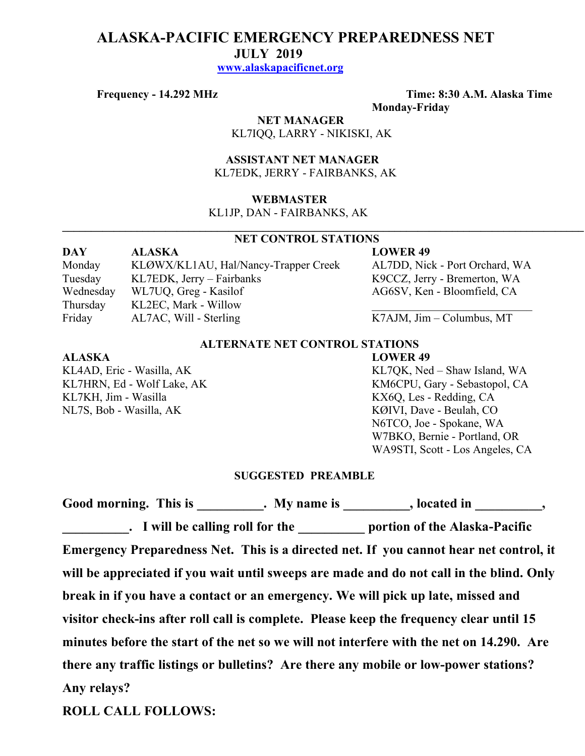# ALASKA-PACIFIC EMERGENCY PREPAREDNESS NET

## JULY 2019

[www.alaskapacificnet.org](http://www.alaskapacificnet.org)

**Frequency - 14.292 MHz**

**Time: 8:30 A.M. Alaska Time**
**Monday-Friday**

**NET MANAGER**
KL7IQQ, LARRY - NIKISKI, AK

**ASSISTANT NET MANAGER**
KL7EDK, JERRY - FAIRBANKS, AK

**WEBMASTER**
KL1JP, DAN - FAIRBANKS, AK

---

### NET CONTROL STATIONS

| DAY | ALASKA | LOWER 49 |
|---|---|---|
| Monday | KLØWX/KL1AU, Hal/Nancy-Trapper Creek | AL7DD, Nick - Port Orchard, WA |
| Tuesday | KL7EDK, Jerry – Fairbanks | K9CCZ, Jerry - Bremerton, WA |
| Wednesday | WL7UQ, Greg - Kasilof | AG6SV, Ken - Bloomfield, CA |
| Thursday | KL2EC, Mark - Willow | ___________________________ |
| Friday | AL7AC, Will - Sterling | K7AJM, Jim – Columbus, MT |

### ALTERNATE NET CONTROL STATIONS

| ALASKA | LOWER 49 |
|---|---|
| KL4AD, Eric - Wasilla, AK | KL7QK, Ned – Shaw Island, WA |
| KL7HRN, Ed - Wolf Lake, AK | KM6CPU, Gary - Sebastopol, CA |
| KL7KH, Jim - Wasilla | KX6Q, Les - Redding, CA |
| NL7S, Bob - Wasilla, AK | KØIVI, Dave - Beulah, CO |
| | N6TCO, Joe - Spokane, WA |
| | W7BKO, Bernie - Portland, OR |
| | WA9STI, Scott - Los Angeles, CA |

### SUGGESTED PREAMBLE

**Good morning. This is __________. My name is __________, located in __________, __________. I will be calling roll for the __________ portion of the Alaska-Pacific Emergency Preparedness Net. This is a directed net. If you cannot hear net control, it will be appreciated if you wait until sweeps are made and do not call in the blind. Only break in if you have a contact or an emergency. We will pick up late, missed and visitor check-ins after roll call is complete. Please keep the frequency clear until 15 minutes before the start of the net so we will not interfere with the net on 14.290. Are there any traffic listings or bulletins? Are there any mobile or low-power stations? Any relays?**

**ROLL CALL FOLLOWS:**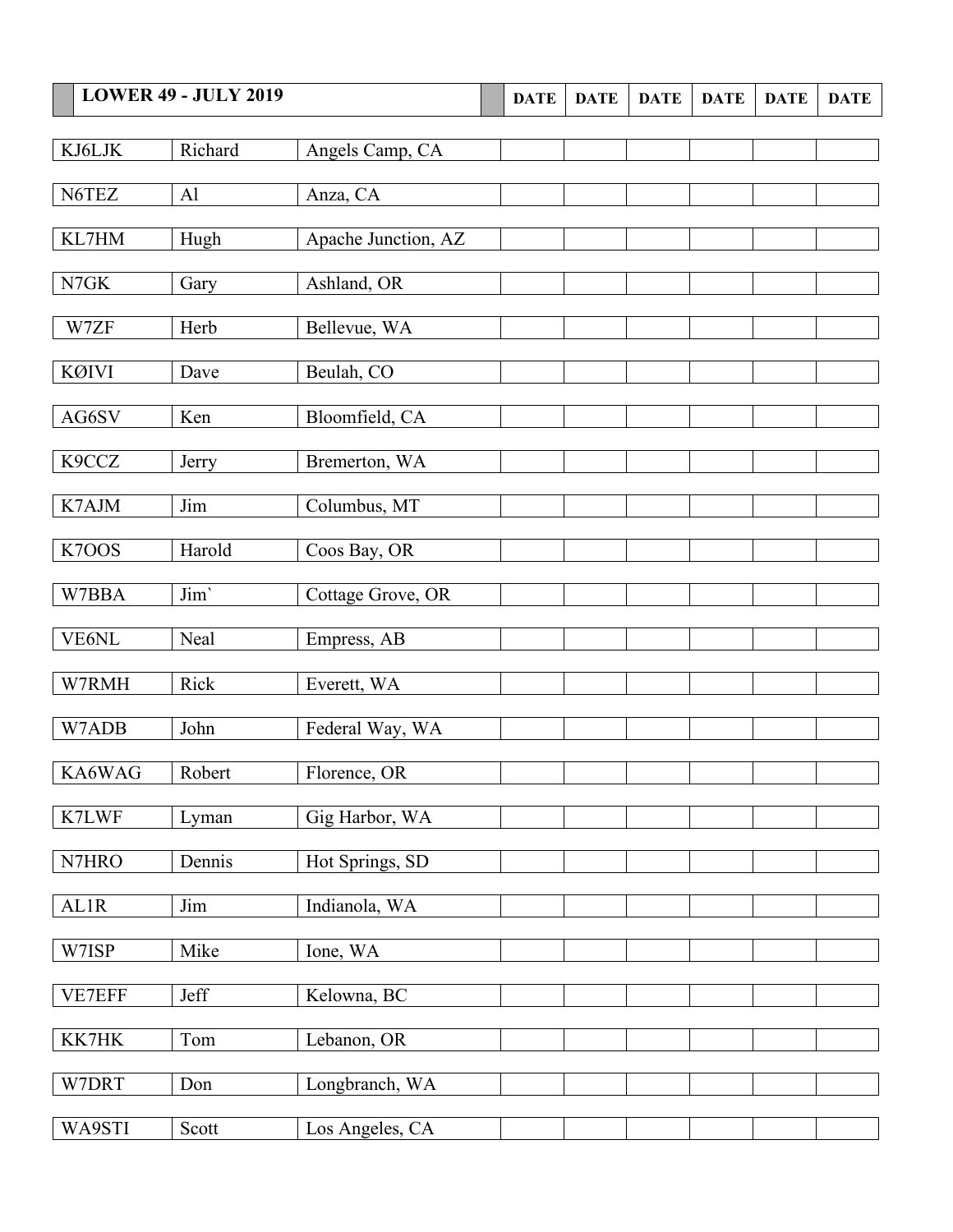| LOWER 49 - JULY 2019 | | | DATE | DATE | DATE | DATE | DATE | DATE |
|---|---|---|---|---|---|---|---|---|
| KJ6LJK | Richard | Angels Camp, CA | | | | | | |
| N6TEZ | Al | Anza, CA | | | | | | |
| KL7HM | Hugh | Apache Junction, AZ | | | | | | |
| N7GK | Gary | Ashland, OR | | | | | | |
| W7ZF | Herb | Bellevue, WA | | | | | | |
| KØIVI | Dave | Beulah, CO | | | | | | |
| AG6SV | Ken | Bloomfield, CA | | | | | | |
| K9CCZ | Jerry | Bremerton, WA | | | | | | |
| K7AJM | Jim | Columbus, MT | | | | | | |
| K7OOS | Harold | Coos Bay, OR | | | | | | |
| W7BBA | Jim` | Cottage Grove, OR | | | | | | |
| VE6NL | Neal | Empress, AB | | | | | | |
| W7RMH | Rick | Everett, WA | | | | | | |
| W7ADB | John | Federal Way, WA | | | | | | |
| KA6WAG | Robert | Florence, OR | | | | | | |
| K7LWF | Lyman | Gig Harbor, WA | | | | | | |
| N7HRO | Dennis | Hot Springs, SD | | | | | | |
| AL1R | Jim | Indianola, WA | | | | | | |
| W7ISP | Mike | Ione, WA | | | | | | |
| VE7EFF | Jeff | Kelowna, BC | | | | | | |
| KK7HK | Tom | Lebanon, OR | | | | | | |
| W7DRT | Don | Longbranch, WA | | | | | | |
| WA9STI | Scott | Los Angeles, CA | | | | | | |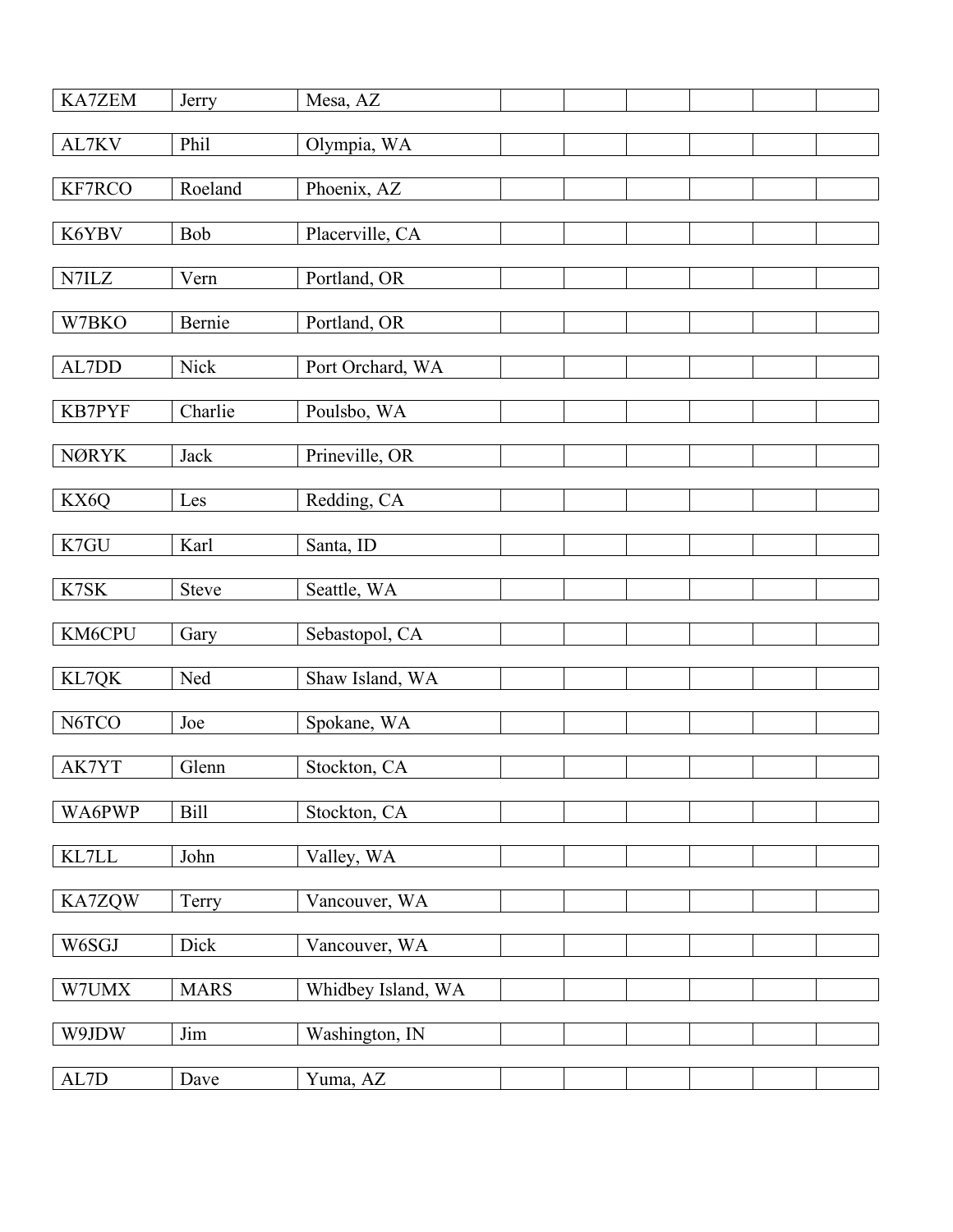| | | | | | | | | |
|---|---|---|---|---|---|---|---|---|
| KA7ZEM | Jerry | Mesa, AZ | | | | | | |
| AL7KV | Phil | Olympia, WA | | | | | | |
| KF7RCO | Roeland | Phoenix, AZ | | | | | | |
| K6YBV | Bob | Placerville, CA | | | | | | |
| N7ILZ | Vern | Portland, OR | | | | | | |
| W7BKO | Bernie | Portland, OR | | | | | | |
| AL7DD | Nick | Port Orchard, WA | | | | | | |
| KB7PYF | Charlie | Poulsbo, WA | | | | | | |
| NØRYK | Jack | Prineville, OR | | | | | | |
| KX6Q | Les | Redding, CA | | | | | | |
| K7GU | Karl | Santa, ID | | | | | | |
| K7SK | Steve | Seattle, WA | | | | | | |
| KM6CPU | Gary | Sebastopol, CA | | | | | | |
| KL7QK | Ned | Shaw Island, WA | | | | | | |
| N6TCO | Joe | Spokane, WA | | | | | | |
| AK7YT | Glenn | Stockton, CA | | | | | | |
| WA6PWP | Bill | Stockton, CA | | | | | | |
| KL7LL | John | Valley, WA | | | | | | |
| KA7ZQW | Terry | Vancouver, WA | | | | | | |
| W6SGJ | Dick | Vancouver, WA | | | | | | |
| W7UMX | MARS | Whidbey Island, WA | | | | | | |
| W9JDW | Jim | Washington, IN | | | | | | |
| AL7D | Dave | Yuma, AZ | | | | | | |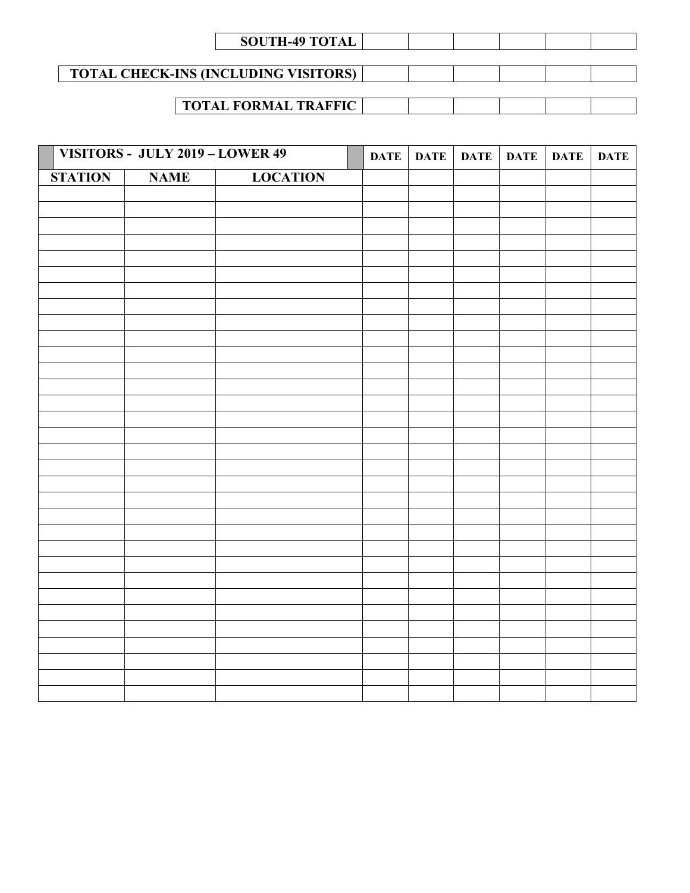| SOUTH-49 TOTAL | | | | | | |
|---|---|---|---|---|---|---|

| TOTAL CHECK-INS (INCLUDING VISITORS) | | | | | | |
|---|---|---|---|---|---|---|

| TOTAL FORMAL TRAFFIC | | | | | | |
|---|---|---|---|---|---|---|

| VISITORS - JULY 2019 – LOWER 49 | | | DATE | DATE | DATE | DATE | DATE | DATE |
|---|---|---|---|---|---|---|---|---|
| STATION | NAME | LOCATION | | | | | | |
| | | | | | | | | |
| | | | | | | | | |
| | | | | | | | | |
| | | | | | | | | |
| | | | | | | | | |
| | | | | | | | | |
| | | | | | | | | |
| | | | | | | | | |
| | | | | | | | | |
| | | | | | | | | |
| | | | | | | | | |
| | | | | | | | | |
| | | | | | | | | |
| | | | | | | | | |
| | | | | | | | | |
| | | | | | | | | |
| | | | | | | | | |
| | | | | | | | | |
| | | | | | | | | |
| | | | | | | | | |
| | | | | | | | | |
| | | | | | | | | |
| | | | | | | | | |
| | | | | | | | | |
| | | | | | | | | |
| | | | | | | | | |
| | | | | | | | | |
| | | | | | | | | |
| | | | | | | | | |
| | | | | | | | | |
| | | | | | | | | |
| | | | | | | | | |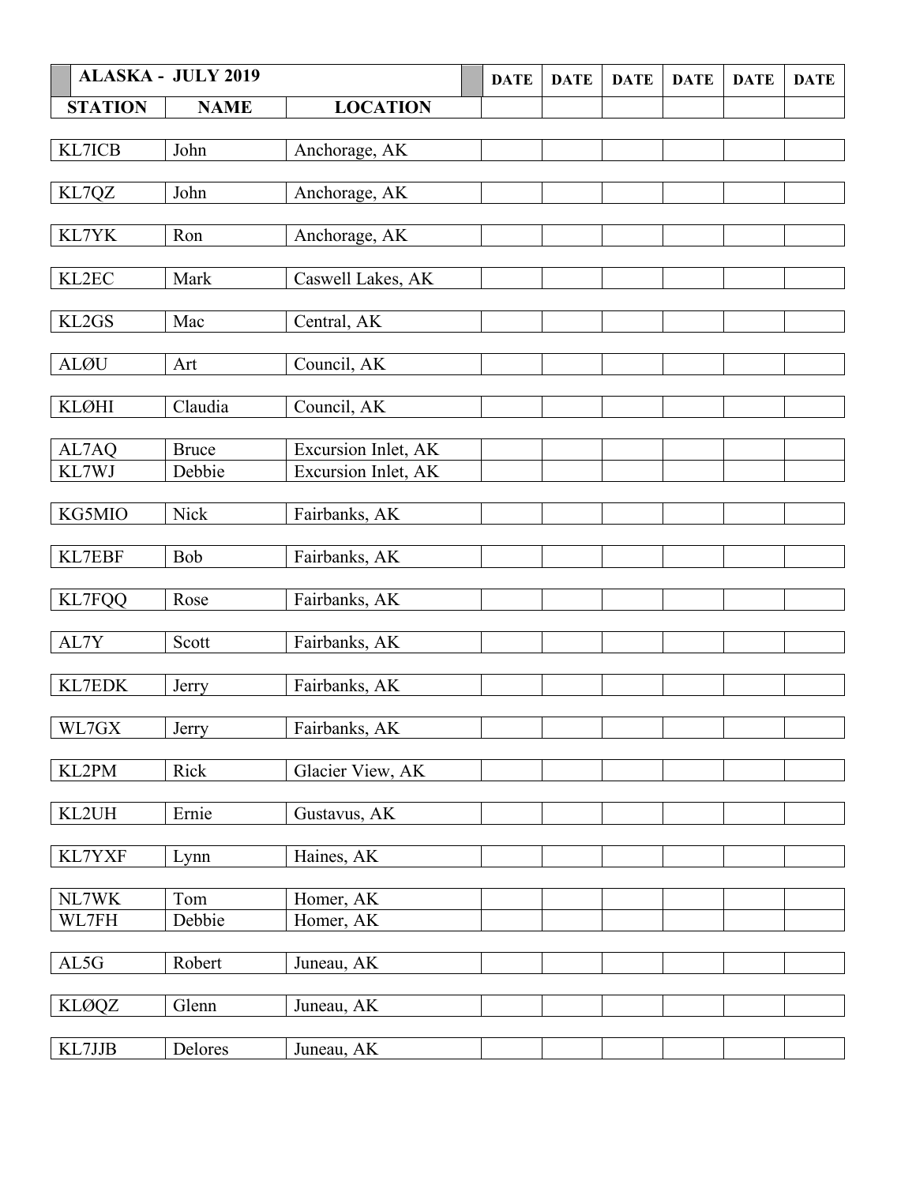| ALASKA - JULY 2019 | | | DATE | DATE | DATE | DATE | DATE | DATE |
|---|---|---|---|---|---|---|---|---|
| STATION | NAME | LOCATION | | | | | | |
| KL7ICB | John | Anchorage, AK | | | | | | |
| KL7QZ | John | Anchorage, AK | | | | | | |
| KL7YK | Ron | Anchorage, AK | | | | | | |
| KL2EC | Mark | Caswell Lakes, AK | | | | | | |
| KL2GS | Mac | Central, AK | | | | | | |
| ALØU | Art | Council, AK | | | | | | |
| KLØHI | Claudia | Council, AK | | | | | | |
| AL7AQ | Bruce | Excursion Inlet, AK | | | | | | |
| KL7WJ | Debbie | Excursion Inlet, AK | | | | | | |
| KG5MIO | Nick | Fairbanks, AK | | | | | | |
| KL7EBF | Bob | Fairbanks, AK | | | | | | |
| KL7FQQ | Rose | Fairbanks, AK | | | | | | |
| AL7Y | Scott | Fairbanks, AK | | | | | | |
| KL7EDK | Jerry | Fairbanks, AK | | | | | | |
| WL7GX | Jerry | Fairbanks, AK | | | | | | |
| KL2PM | Rick | Glacier View, AK | | | | | | |
| KL2UH | Ernie | Gustavus, AK | | | | | | |
| KL7YXF | Lynn | Haines, AK | | | | | | |
| NL7WK | Tom | Homer, AK | | | | | | |
| WL7FH | Debbie | Homer, AK | | | | | | |
| AL5G | Robert | Juneau, AK | | | | | | |
| KLØQZ | Glenn | Juneau, AK | | | | | | |
| KL7JJB | Delores | Juneau, AK | | | | | | |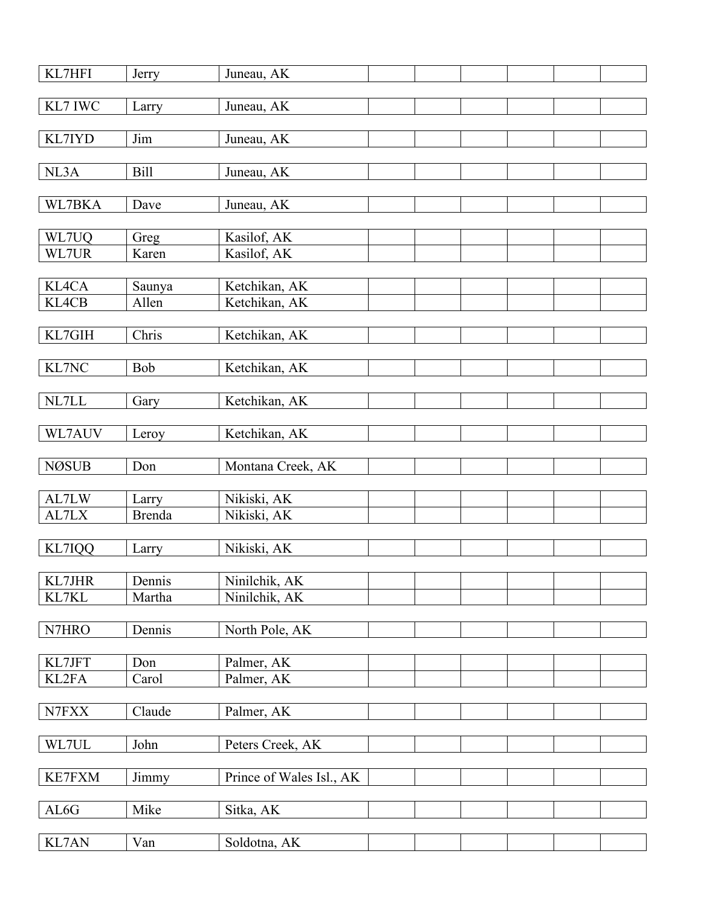| | | | | | | | | |
|---|---|---|---|---|---|---|---|---|
| KL7HFI | Jerry | Juneau, AK | | | | | | |
| KL7 IWC | Larry | Juneau, AK | | | | | | |
| KL7IYD | Jim | Juneau, AK | | | | | | |
| NL3A | Bill | Juneau, AK | | | | | | |
| WL7BKA | Dave | Juneau, AK | | | | | | |
| WL7UQ | Greg | Kasilof, AK | | | | | | |
| WL7UR | Karen | Kasilof, AK | | | | | | |
| KL4CA | Saunya | Ketchikan, AK | | | | | | |
| KL4CB | Allen | Ketchikan, AK | | | | | | |
| KL7GIH | Chris | Ketchikan, AK | | | | | | |
| KL7NC | Bob | Ketchikan, AK | | | | | | |
| NL7LL | Gary | Ketchikan, AK | | | | | | |
| WL7AUV | Leroy | Ketchikan, AK | | | | | | |
| NØSUB | Don | Montana Creek, AK | | | | | | |
| AL7LW | Larry | Nikiski, AK | | | | | | |
| AL7LX | Brenda | Nikiski, AK | | | | | | |
| KL7IQQ | Larry | Nikiski, AK | | | | | | |
| KL7JHR | Dennis | Ninilchik, AK | | | | | | |
| KL7KL | Martha | Ninilchik, AK | | | | | | |
| N7HRO | Dennis | North Pole, AK | | | | | | |
| KL7JFT | Don | Palmer, AK | | | | | | |
| KL2FA | Carol | Palmer, AK | | | | | | |
| N7FXX | Claude | Palmer, AK | | | | | | |
| WL7UL | John | Peters Creek, AK | | | | | | |
| KE7FXM | Jimmy | Prince of Wales Isl., AK | | | | | | |
| AL6G | Mike | Sitka, AK | | | | | | |
| KL7AN | Van | Soldotna, AK | | | | | | |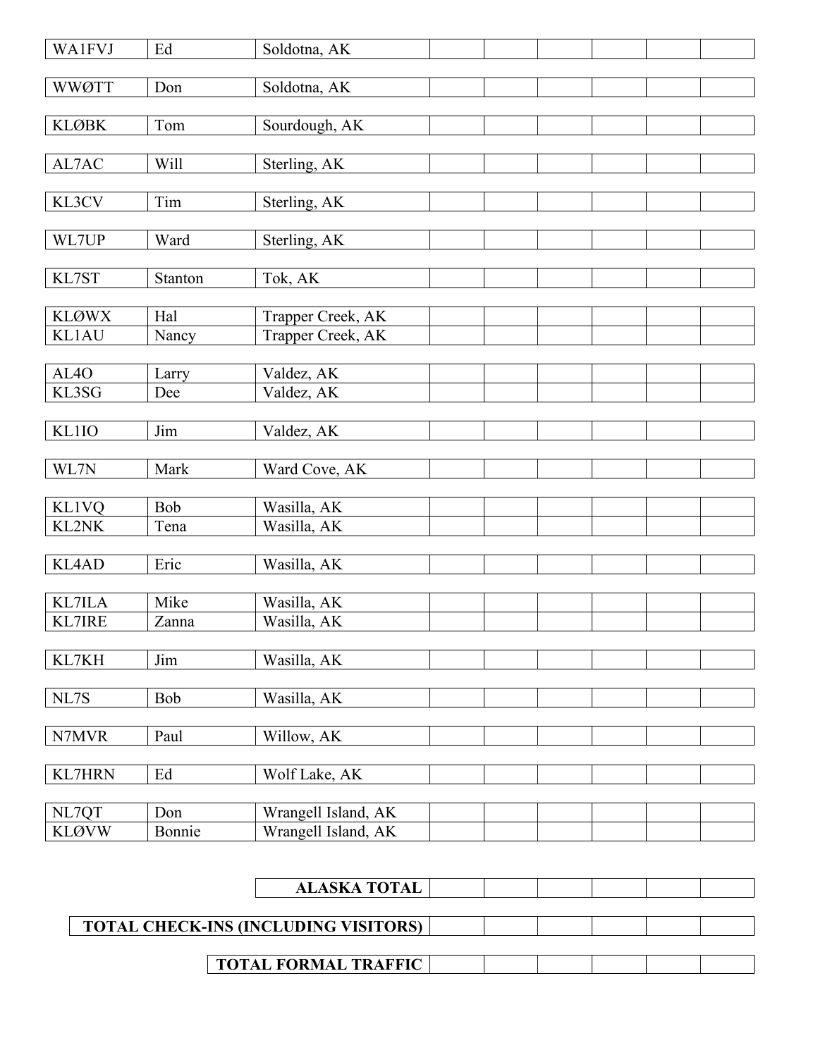| | | | | | | | | |
|---|---|---|---|---|---|---|---|---|
| WA1FVJ | Ed | Soldotna, AK | | | | | | |
| WWØTT | Don | Soldotna, AK | | | | | | |
| KLØBK | Tom | Sourdough, AK | | | | | | |
| AL7AC | Will | Sterling, AK | | | | | | |
| KL3CV | Tim | Sterling, AK | | | | | | |
| WL7UP | Ward | Sterling, AK | | | | | | |
| KL7ST | Stanton | Tok, AK | | | | | | |
| KLØWX | Hal | Trapper Creek, AK | | | | | | |
| KL1AU | Nancy | Trapper Creek, AK | | | | | | |
| AL4O | Larry | Valdez, AK | | | | | | |
| KL3SG | Dee | Valdez, AK | | | | | | |
| KL1IO | Jim | Valdez, AK | | | | | | |
| WL7N | Mark | Ward Cove, AK | | | | | | |
| KL1VQ | Bob | Wasilla, AK | | | | | | |
| KL2NK | Tena | Wasilla, AK | | | | | | |
| KL4AD | Eric | Wasilla, AK | | | | | | |
| KL7ILA | Mike | Wasilla, AK | | | | | | |
| KL7IRE | Zanna | Wasilla, AK | | | | | | |
| KL7KH | Jim | Wasilla, AK | | | | | | |
| NL7S | Bob | Wasilla, AK | | | | | | |
| N7MVR | Paul | Willow, AK | | | | | | |
| KL7HRN | Ed | Wolf Lake, AK | | | | | | |
| NL7QT | Don | Wrangell Island, AK | | | | | | |
| KLØVW | Bonnie | Wrangell Island, AK | | | | | | |

| | | | | | | |
|---|---|---|---|---|---|---|
| **ALASKA TOTAL** | | | | | | |
| **TOTAL CHECK-INS (INCLUDING VISITORS)** | | | | | | |
| **TOTAL FORMAL TRAFFIC** | | | | | | |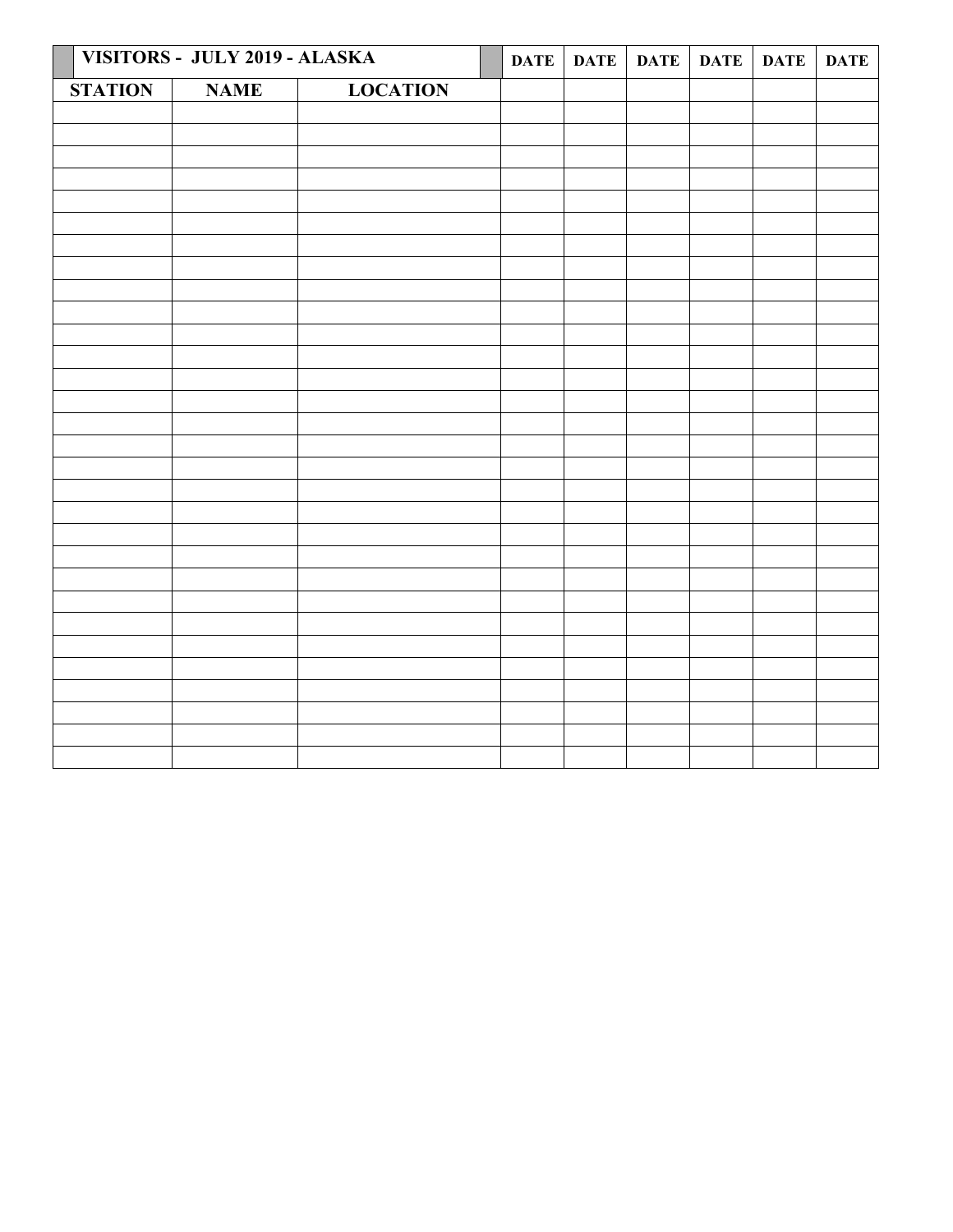| VISITORS - JULY 2019 - ALASKA | | | DATE | DATE | DATE | DATE | DATE | DATE |
|---|---|---|---|---|---|---|---|---|
| STATION | NAME | LOCATION | | | | | | |
| | | | | | | | | |
| | | | | | | | | |
| | | | | | | | | |
| | | | | | | | | |
| | | | | | | | | |
| | | | | | | | | |
| | | | | | | | | |
| | | | | | | | | |
| | | | | | | | | |
| | | | | | | | | |
| | | | | | | | | |
| | | | | | | | | |
| | | | | | | | | |
| | | | | | | | | |
| | | | | | | | | |
| | | | | | | | | |
| | | | | | | | | |
| | | | | | | | | |
| | | | | | | | | |
| | | | | | | | | |
| | | | | | | | | |
| | | | | | | | | |
| | | | | | | | | |
| | | | | | | | | |
| | | | | | | | | |
| | | | | | | | | |
| | | | | | | | | |
| | | | | | | | | |
| | | | | | | | | |
| | | | | | | | | |